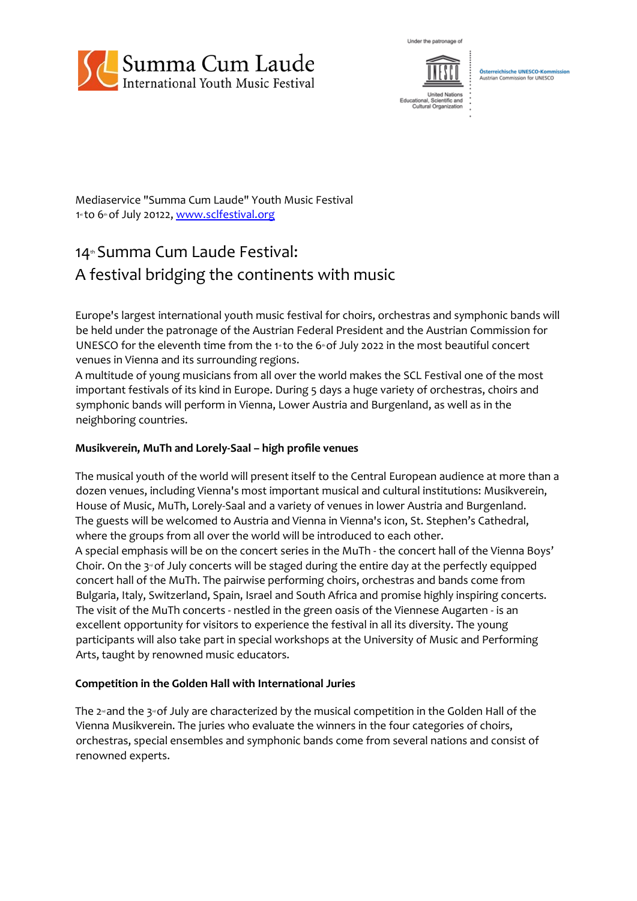Summa Cum Laude
International Youth Music Festival

Under the patronage of

United Nations Educational, Scientific and Cultural Organization

Österreichische UNESCO-Kommission
Austrian Commission for UNESCO

Mediaservice "Summa Cum Laude" Youth Music Festival
1st to 6th of July 20122, www.sclfestival.org

# 14th Summa Cum Laude Festival: A festival bridging the continents with music

Europe's largest international youth music festival for choirs, orchestras and symphonic bands will be held under the patronage of the Austrian Federal President and the Austrian Commission for UNESCO for the eleventh time from the 1st to the 6th of July 2022 in the most beautiful concert venues in Vienna and its surrounding regions.
A multitude of young musicians from all over the world makes the SCL Festival one of the most important festivals of its kind in Europe. During 5 days a huge variety of orchestras, choirs and symphonic bands will perform in Vienna, Lower Austria and Burgenland, as well as in the neighboring countries.

**Musikverein, MuTh and Lorely-Saal – high profile venues**

The musical youth of the world will present itself to the Central European audience at more than a dozen venues, including Vienna's most important musical and cultural institutions: Musikverein, House of Music, MuTh, Lorely-Saal and a variety of venues in lower Austria and Burgenland.
The guests will be welcomed to Austria and Vienna in Vienna's icon, St. Stephen's Cathedral, where the groups from all over the world will be introduced to each other.
A special emphasis will be on the concert series in the MuTh - the concert hall of the Vienna Boys' Choir. On the 3rd of July concerts will be staged during the entire day at the perfectly equipped concert hall of the MuTh. The pairwise performing choirs, orchestras and bands come from Bulgaria, Italy, Switzerland, Spain, Israel and South Africa and promise highly inspiring concerts.
The visit of the MuTh concerts - nestled in the green oasis of the Viennese Augarten - is an excellent opportunity for visitors to experience the festival in all its diversity. The young participants will also take part in special workshops at the University of Music and Performing Arts, taught by renowned music educators.

**Competition in the Golden Hall with International Juries**

The 2nd and the 3rd of July are characterized by the musical competition in the Golden Hall of the Vienna Musikverein. The juries who evaluate the winners in the four categories of choirs, orchestras, special ensembles and symphonic bands come from several nations and consist of renowned experts.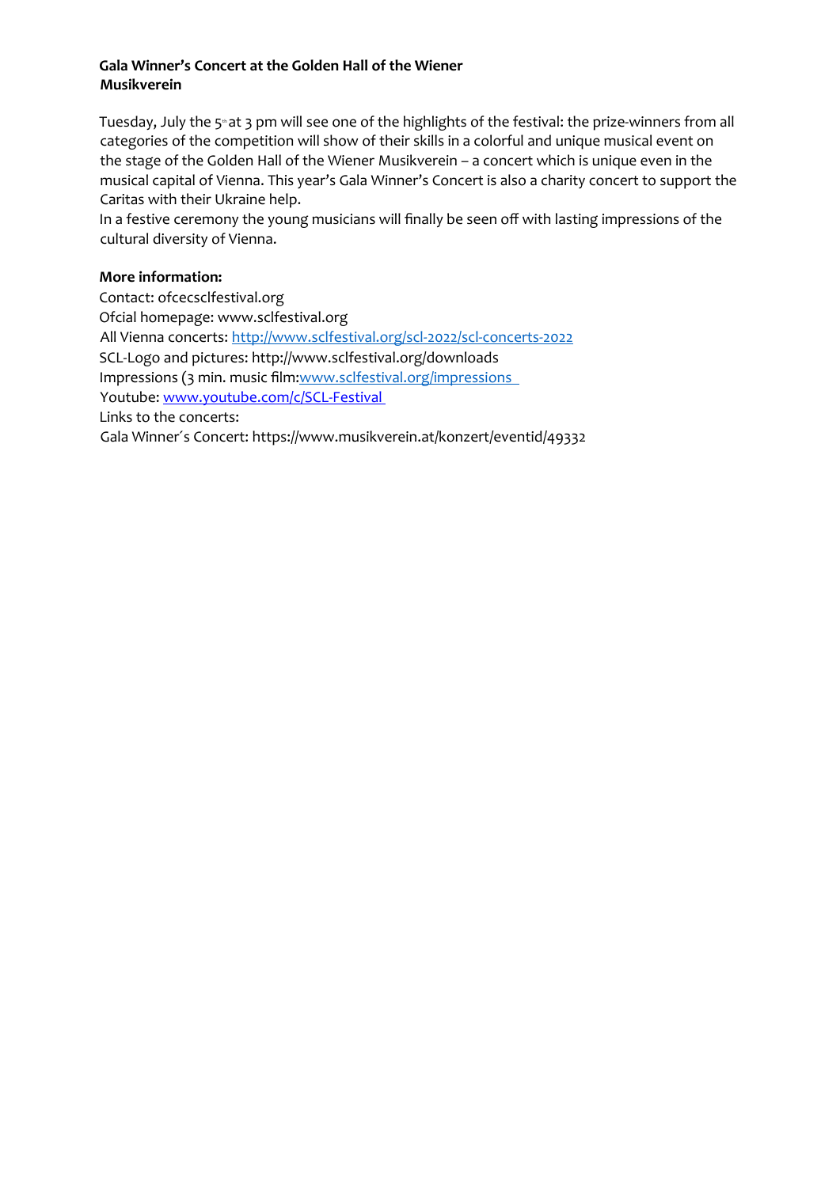**Gala Winner's Concert at the Golden Hall of the Wiener Musikverein**

Tuesday, July the 5th at 3 pm will see one of the highlights of the festival: the prize-winners from all categories of the competition will show of their skills in a colorful and unique musical event on the stage of the Golden Hall of the Wiener Musikverein – a concert which is unique even in the musical capital of Vienna. This year's Gala Winner's Concert is also a charity concert to support the Caritas with their Ukraine help.

In a festive ceremony the young musicians will finally be seen off with lasting impressions of the cultural diversity of Vienna.

**More information:**

Contact: ofcecsclfestival.org
Ofcial homepage: www.sclfestival.org
All Vienna concerts: http://www.sclfestival.org/scl-2022/scl-concerts-2022
SCL-Logo and pictures: http://www.sclfestival.org/downloads
Impressions (3 min. music film:www.sclfestival.org/impressions
Youtube: www.youtube.com/c/SCL-Festival
Links to the concerts:
Gala Winner´s Concert: https://www.musikverein.at/konzert/eventid/49332